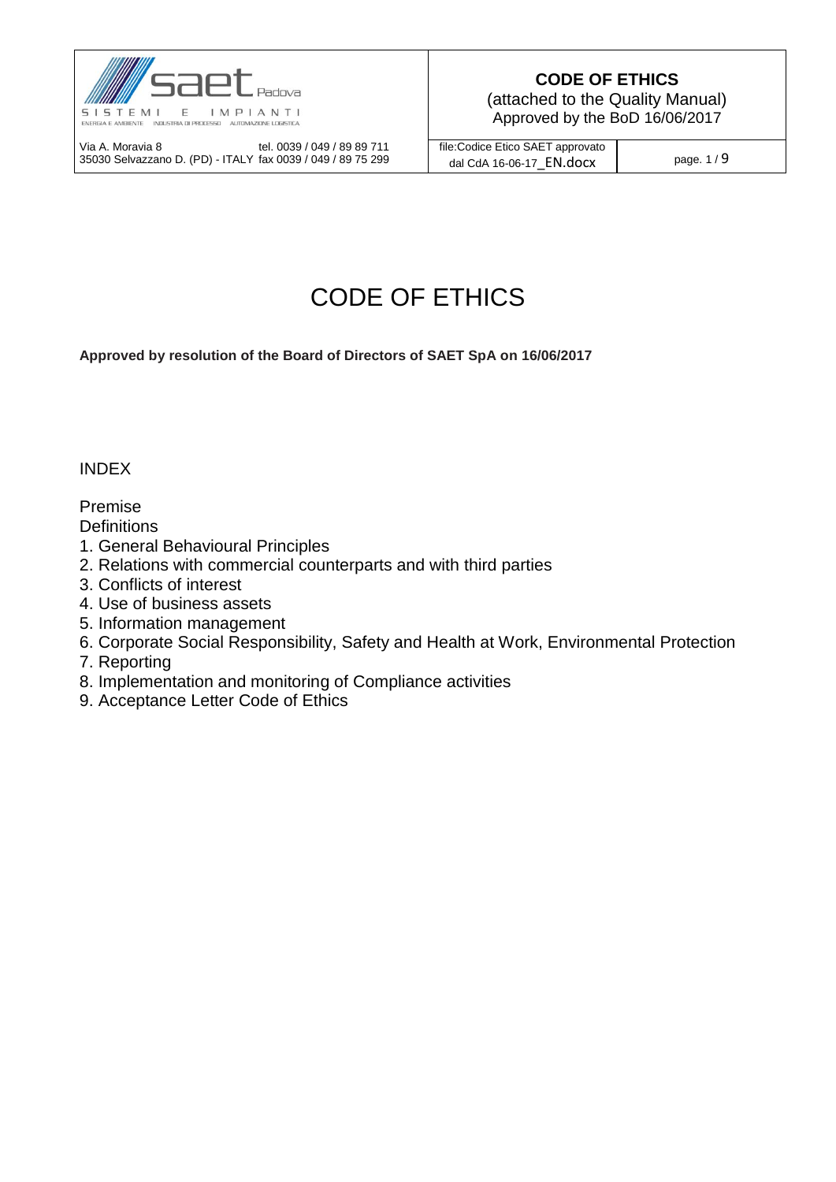# CODE OF ETHICS

**Approved by resolution of the Board of Directors of SAET SpA on 16/06/2017**

INDEX

Premise
Definitions
1. General Behavioural Principles
2. Relations with commercial counterparts and with third parties
3. Conflicts of interest
4. Use of business assets
5. Information management
6. Corporate Social Responsibility, Safety and Health at Work, Environmental Protection
7. Reporting
8. Implementation and monitoring of Compliance activities
9. Acceptance Letter Code of Ethics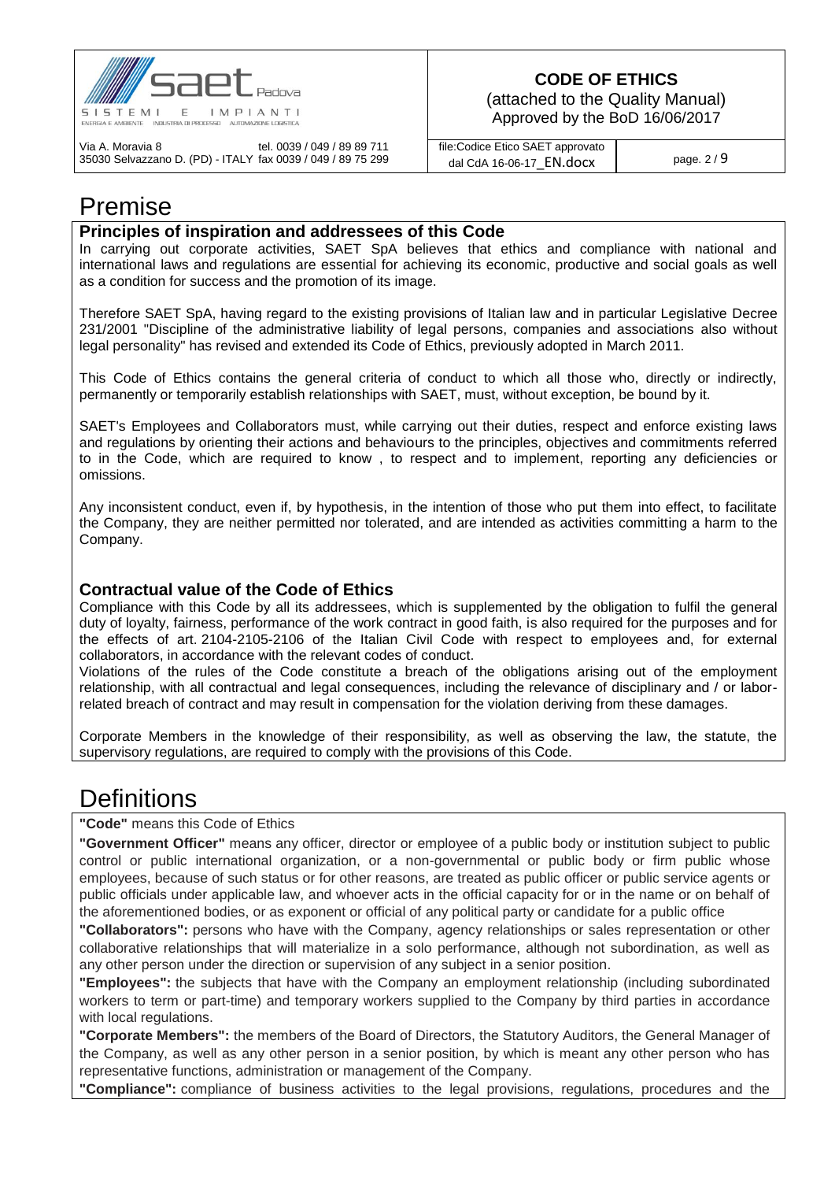# Premise

### Principles of inspiration and addressees of this Code

In carrying out corporate activities, SAET SpA believes that ethics and compliance with national and international laws and regulations are essential for achieving its economic, productive and social goals as well as a condition for success and the promotion of its image.

Therefore SAET SpA, having regard to the existing provisions of Italian law and in particular Legislative Decree 231/2001 "Discipline of the administrative liability of legal persons, companies and associations also without legal personality" has revised and extended its Code of Ethics, previously adopted in March 2011.

This Code of Ethics contains the general criteria of conduct to which all those who, directly or indirectly, permanently or temporarily establish relationships with SAET, must, without exception, be bound by it.

SAET's Employees and Collaborators must, while carrying out their duties, respect and enforce existing laws and regulations by orienting their actions and behaviours to the principles, objectives and commitments referred to in the Code, which are required to know , to respect and to implement, reporting any deficiencies or omissions.

Any inconsistent conduct, even if, by hypothesis, in the intention of those who put them into effect, to facilitate the Company, they are neither permitted nor tolerated, and are intended as activities committing a harm to the Company.

### Contractual value of the Code of Ethics

Compliance with this Code by all its addressees, which is supplemented by the obligation to fulfil the general duty of loyalty, fairness, performance of the work contract in good faith, is also required for the purposes and for the effects of art. 2104-2105-2106 of the Italian Civil Code with respect to employees and, for external collaborators, in accordance with the relevant codes of conduct.

Violations of the rules of the Code constitute a breach of the obligations arising out of the employment relationship, with all contractual and legal consequences, including the relevance of disciplinary and / or labor-related breach of contract and may result in compensation for the violation deriving from these damages.

Corporate Members in the knowledge of their responsibility, as well as observing the law, the statute, the supervisory regulations, are required to comply with the provisions of this Code.

# Definitions

**"Code"** means this Code of Ethics

**"Government Officer"** means any officer, director or employee of a public body or institution subject to public control or public international organization, or a non-governmental or public body or firm public whose employees, because of such status or for other reasons, are treated as public officer or public service agents or public officials under applicable law, and whoever acts in the official capacity for or in the name or on behalf of the aforementioned bodies, or as exponent or official of any political party or candidate for a public office

**"Collaborators":** persons who have with the Company, agency relationships or sales representation or other collaborative relationships that will materialize in a solo performance, although not subordination, as well as any other person under the direction or supervision of any subject in a senior position.

**"Employees":** the subjects that have with the Company an employment relationship (including subordinated workers to term or part-time) and temporary workers supplied to the Company by third parties in accordance with local regulations.

**"Corporate Members":** the members of the Board of Directors, the Statutory Auditors, the General Manager of the Company, as well as any other person in a senior position, by which is meant any other person who has representative functions, administration or management of the Company.

**"Compliance":** compliance of business activities to the legal provisions, regulations, procedures and the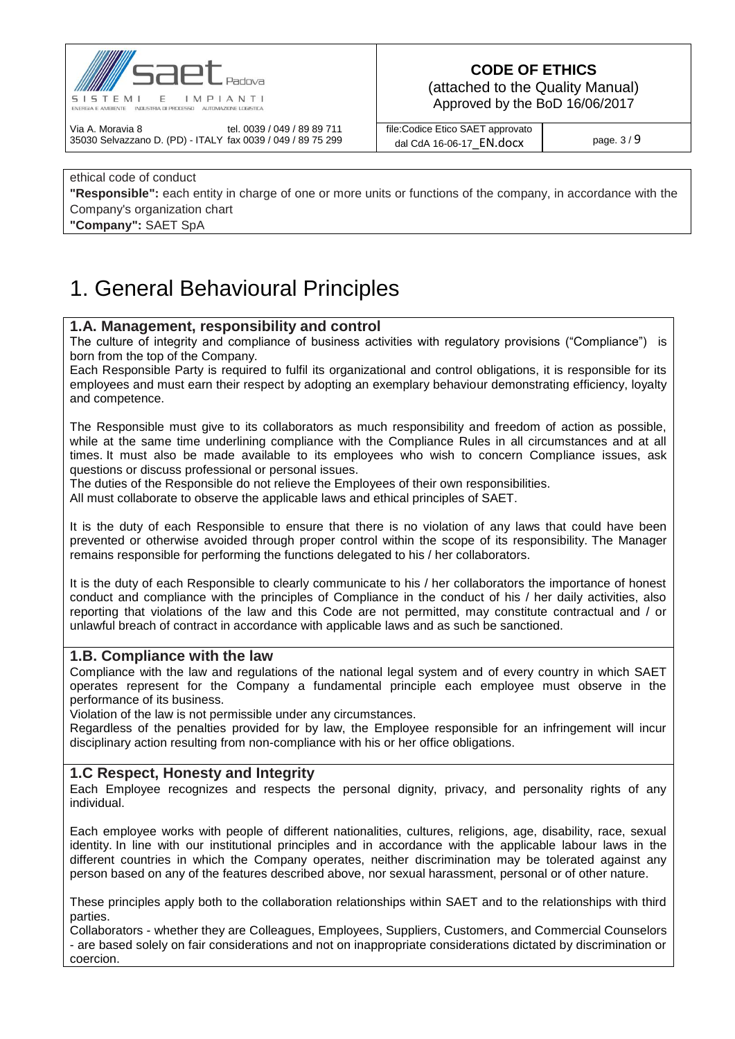ethical code of conduct

**"Responsible":** each entity in charge of one or more units or functions of the company, in accordance with the Company's organization chart

**"Company":** SAET SpA

# 1. General Behavioural Principles

## 1.A. Management, responsibility and control

The culture of integrity and compliance of business activities with regulatory provisions ("Compliance") is born from the top of the Company.

Each Responsible Party is required to fulfil its organizational and control obligations, it is responsible for its employees and must earn their respect by adopting an exemplary behaviour demonstrating efficiency, loyalty and competence.

The Responsible must give to its collaborators as much responsibility and freedom of action as possible, while at the same time underlining compliance with the Compliance Rules in all circumstances and at all times. It must also be made available to its employees who wish to concern Compliance issues, ask questions or discuss professional or personal issues.

The duties of the Responsible do not relieve the Employees of their own responsibilities.

All must collaborate to observe the applicable laws and ethical principles of SAET.

It is the duty of each Responsible to ensure that there is no violation of any laws that could have been prevented or otherwise avoided through proper control within the scope of its responsibility. The Manager remains responsible for performing the functions delegated to his / her collaborators.

It is the duty of each Responsible to clearly communicate to his / her collaborators the importance of honest conduct and compliance with the principles of Compliance in the conduct of his / her daily activities, also reporting that violations of the law and this Code are not permitted, may constitute contractual and / or unlawful breach of contract in accordance with applicable laws and as such be sanctioned.

## 1.B. Compliance with the law

Compliance with the law and regulations of the national legal system and of every country in which SAET operates represent for the Company a fundamental principle each employee must observe in the performance of its business.

Violation of the law is not permissible under any circumstances.

Regardless of the penalties provided for by law, the Employee responsible for an infringement will incur disciplinary action resulting from non-compliance with his or her office obligations.

## 1.C Respect, Honesty and Integrity

Each Employee recognizes and respects the personal dignity, privacy, and personality rights of any individual.

Each employee works with people of different nationalities, cultures, religions, age, disability, race, sexual identity. In line with our institutional principles and in accordance with the applicable labour laws in the different countries in which the Company operates, neither discrimination may be tolerated against any person based on any of the features described above, nor sexual harassment, personal or of other nature.

These principles apply both to the collaboration relationships within SAET and to the relationships with third parties.

Collaborators - whether they are Colleagues, Employees, Suppliers, Customers, and Commercial Counselors - are based solely on fair considerations and not on inappropriate considerations dictated by discrimination or coercion.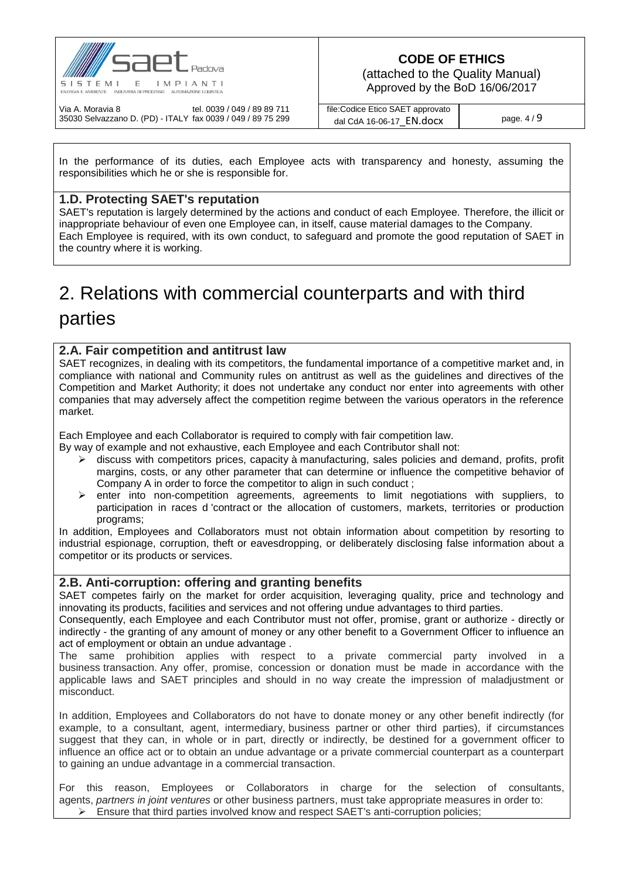In the performance of its duties, each Employee acts with transparency and honesty, assuming the responsibilities which he or she is responsible for.

### 1.D. Protecting SAET's reputation

SAET's reputation is largely determined by the actions and conduct of each Employee. Therefore, the illicit or inappropriate behaviour of even one Employee can, in itself, cause material damages to the Company.
Each Employee is required, with its own conduct, to safeguard and promote the good reputation of SAET in the country where it is working.

# 2. Relations with commercial counterparts and with third parties

### 2.A. Fair competition and antitrust law

SAET recognizes, in dealing with its competitors, the fundamental importance of a competitive market and, in compliance with national and Community rules on antitrust as well as the guidelines and directives of the Competition and Market Authority; it does not undertake any conduct nor enter into agreements with other companies that may adversely affect the competition regime between the various operators in the reference market.

Each Employee and each Collaborator is required to comply with fair competition law.
By way of example and not exhaustive, each Employee and each Contributor shall not:

- discuss with competitors prices, capacity à manufacturing, sales policies and demand, profits, profit margins, costs, or any other parameter that can determine or influence the competitive behavior of Company A in order to force the competitor to align in such conduct ;
- enter into non-competition agreements, agreements to limit negotiations with suppliers, to participation in races d 'contract or the allocation of customers, markets, territories or production programs;

In addition, Employees and Collaborators must not obtain information about competition by resorting to industrial espionage, corruption, theft or eavesdropping, or deliberately disclosing false information about a competitor or its products or services.

### 2.B. Anti-corruption: offering and granting benefits

SAET competes fairly on the market for order acquisition, leveraging quality, price and technology and innovating its products, facilities and services and not offering undue advantages to third parties.
Consequently, each Employee and each Contributor must not offer, promise, grant or authorize - directly or indirectly - the granting of any amount of money or any other benefit to a Government Officer to influence an act of employment or obtain an undue advantage .
The same prohibition applies with respect to a private commercial party involved in a business transaction. Any offer, promise, concession or donation must be made in accordance with the applicable laws and SAET principles and should in no way create the impression of maladjustment or misconduct.

In addition, Employees and Collaborators do not have to donate money or any other benefit indirectly (for example, to a consultant, agent, intermediary, business partner or other third parties), if circumstances suggest that they can, in whole or in part, directly or indirectly, be destined for a government officer to influence an office act or to obtain an undue advantage or a private commercial counterpart as a counterpart to gaining an undue advantage in a commercial transaction.

For this reason, Employees or Collaborators in charge for the selection of consultants, agents, *partners in joint ventures* or other business partners, must take appropriate measures in order to:

- Ensure that third parties involved know and respect SAET's anti-corruption policies;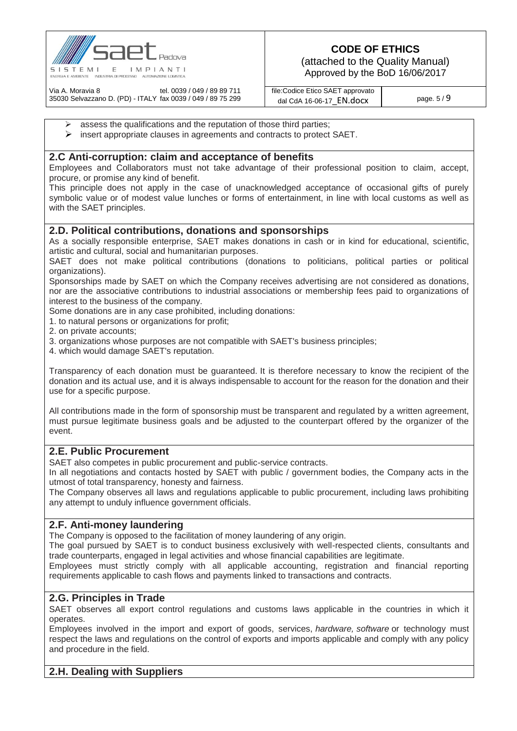- assess the qualifications and the reputation of those third parties;
- insert appropriate clauses in agreements and contracts to protect SAET.

## 2.C Anti-corruption: claim and acceptance of benefits

Employees and Collaborators must not take advantage of their professional position to claim, accept, procure, or promise any kind of benefit.

This principle does not apply in the case of unacknowledged acceptance of occasional gifts of purely symbolic value or of modest value lunches or forms of entertainment, in line with local customs as well as with the SAET principles.

## 2.D. Political contributions, donations and sponsorships

As a socially responsible enterprise, SAET makes donations in cash or in kind for educational, scientific, artistic and cultural, social and humanitarian purposes.

SAET does not make political contributions (donations to politicians, political parties or political organizations).

Sponsorships made by SAET on which the Company receives advertising are not considered as donations, nor are the associative contributions to industrial associations or membership fees paid to organizations of interest to the business of the company.

Some donations are in any case prohibited, including donations:

1. to natural persons or organizations for profit;
2. on private accounts;
3. organizations whose purposes are not compatible with SAET's business principles;
4. which would damage SAET's reputation.

Transparency of each donation must be guaranteed. It is therefore necessary to know the recipient of the donation and its actual use, and it is always indispensable to account for the reason for the donation and their use for a specific purpose.

All contributions made in the form of sponsorship must be transparent and regulated by a written agreement, must pursue legitimate business goals and be adjusted to the counterpart offered by the organizer of the event.

## 2.E. Public Procurement

SAET also competes in public procurement and public-service contracts.

In all negotiations and contacts hosted by SAET with public / government bodies, the Company acts in the utmost of total transparency, honesty and fairness.

The Company observes all laws and regulations applicable to public procurement, including laws prohibiting any attempt to unduly influence government officials.

## 2.F. Anti-money laundering

The Company is opposed to the facilitation of money laundering of any origin.

The goal pursued by SAET is to conduct business exclusively with well-respected clients, consultants and trade counterparts, engaged in legal activities and whose financial capabilities are legitimate.

Employees must strictly comply with all applicable accounting, registration and financial reporting requirements applicable to cash flows and payments linked to transactions and contracts.

## 2.G. Principles in Trade

SAET observes all export control regulations and customs laws applicable in the countries in which it operates.

Employees involved in the import and export of goods, services, *hardware, software* or technology must respect the laws and regulations on the control of exports and imports applicable and comply with any policy and procedure in the field.

## 2.H. Dealing with Suppliers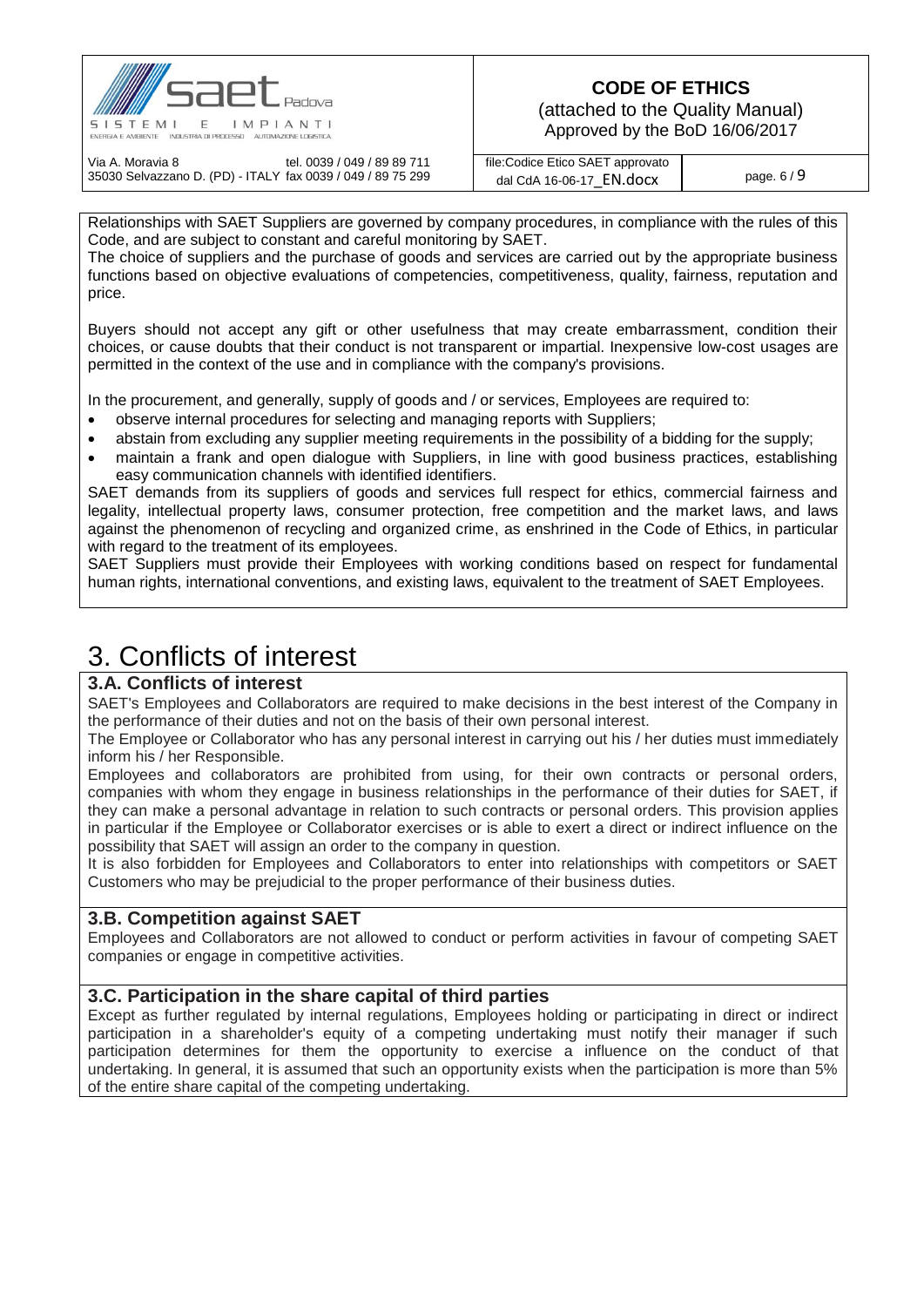Relationships with SAET Suppliers are governed by company procedures, in compliance with the rules of this Code, and are subject to constant and careful monitoring by SAET.
The choice of suppliers and the purchase of goods and services are carried out by the appropriate business functions based on objective evaluations of competencies, competitiveness, quality, fairness, reputation and price.

Buyers should not accept any gift or other usefulness that may create embarrassment, condition their choices, or cause doubts that their conduct is not transparent or impartial. Inexpensive low-cost usages are permitted in the context of the use and in compliance with the company's provisions.

In the procurement, and generally, supply of goods and / or services, Employees are required to:

- observe internal procedures for selecting and managing reports with Suppliers;
- abstain from excluding any supplier meeting requirements in the possibility of a bidding for the supply;
- maintain a frank and open dialogue with Suppliers, in line with good business practices, establishing easy communication channels with identified identifiers.

SAET demands from its suppliers of goods and services full respect for ethics, commercial fairness and legality, intellectual property laws, consumer protection, free competition and the market laws, and laws against the phenomenon of recycling and organized crime, as enshrined in the Code of Ethics, in particular with regard to the treatment of its employees.
SAET Suppliers must provide their Employees with working conditions based on respect for fundamental human rights, international conventions, and existing laws, equivalent to the treatment of SAET Employees.

# 3. Conflicts of interest

### 3.A. Conflicts of interest

SAET's Employees and Collaborators are required to make decisions in the best interest of the Company in the performance of their duties and not on the basis of their own personal interest.
The Employee or Collaborator who has any personal interest in carrying out his / her duties must immediately inform his / her Responsible.
Employees and collaborators are prohibited from using, for their own contracts or personal orders, companies with whom they engage in business relationships in the performance of their duties for SAET, if they can make a personal advantage in relation to such contracts or personal orders. This provision applies in particular if the Employee or Collaborator exercises or is able to exert a direct or indirect influence on the possibility that SAET will assign an order to the company in question.
It is also forbidden for Employees and Collaborators to enter into relationships with competitors or SAET Customers who may be prejudicial to the proper performance of their business duties.

### 3.B. Competition against SAET

Employees and Collaborators are not allowed to conduct or perform activities in favour of competing SAET companies or engage in competitive activities.

### 3.C. Participation in the share capital of third parties

Except as further regulated by internal regulations, Employees holding or participating in direct or indirect participation in a shareholder's equity of a competing undertaking must notify their manager if such participation determines for them the opportunity to exercise a influence on the conduct of that undertaking. In general, it is assumed that such an opportunity exists when the participation is more than 5% of the entire share capital of the competing undertaking.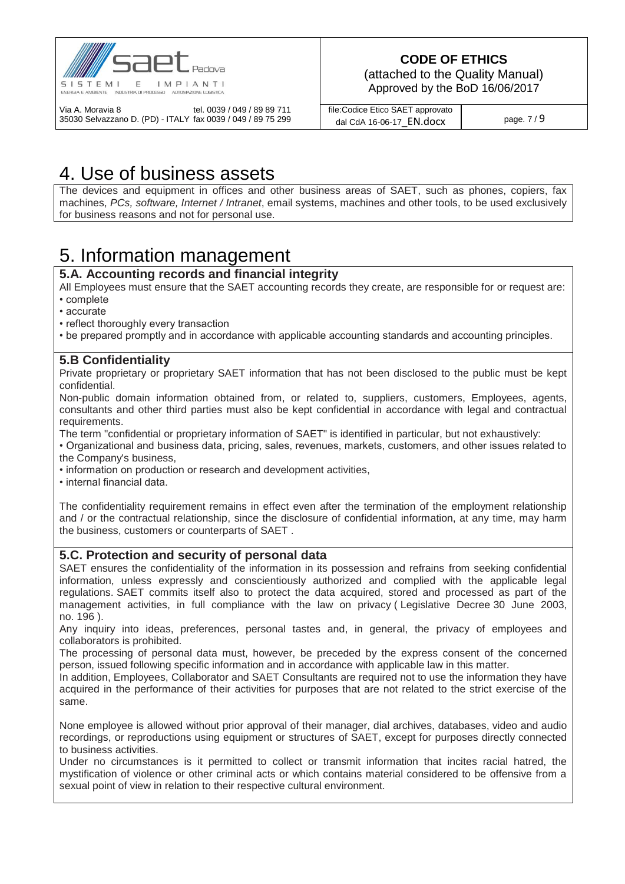# 4. Use of business assets

The devices and equipment in offices and other business areas of SAET, such as phones, copiers, fax machines, *PCs, software, Internet / Intranet*, email systems, machines and other tools, to be used exclusively for business reasons and not for personal use.

# 5. Information management

## 5.A. Accounting records and financial integrity

All Employees must ensure that the SAET accounting records they create, are responsible for or request are:

- complete
- accurate
- reflect thoroughly every transaction
- be prepared promptly and in accordance with applicable accounting standards and accounting principles.

## 5.B Confidentiality

Private proprietary or proprietary SAET information that has not been disclosed to the public must be kept confidential.

Non-public domain information obtained from, or related to, suppliers, customers, Employees, agents, consultants and other third parties must also be kept confidential in accordance with legal and contractual requirements.

The term "confidential or proprietary information of SAET" is identified in particular, but not exhaustively:

- Organizational and business data, pricing, sales, revenues, markets, customers, and other issues related to the Company's business,
- information on production or research and development activities,
- internal financial data.

The confidentiality requirement remains in effect even after the termination of the employment relationship and / or the contractual relationship, since the disclosure of confidential information, at any time, may harm the business, customers or counterparts of SAET .

## 5.C. Protection and security of personal data

SAET ensures the confidentiality of the information in its possession and refrains from seeking confidential information, unless expressly and conscientiously authorized and complied with the applicable legal regulations. SAET commits itself also to protect the data acquired, stored and processed as part of the management activities, in full compliance with the law on privacy ( Legislative Decree 30 June 2003, no. 196 ).

Any inquiry into ideas, preferences, personal tastes and, in general, the privacy of employees and collaborators is prohibited.

The processing of personal data must, however, be preceded by the express consent of the concerned person, issued following specific information and in accordance with applicable law in this matter.

In addition, Employees, Collaborator and SAET Consultants are required not to use the information they have acquired in the performance of their activities for purposes that are not related to the strict exercise of the same.

None employee is allowed without prior approval of their manager, dial archives, databases, video and audio recordings, or reproductions using equipment or structures of SAET, except for purposes directly connected to business activities.

Under no circumstances is it permitted to collect or transmit information that incites racial hatred, the mystification of violence or other criminal acts or which contains material considered to be offensive from a sexual point of view in relation to their respective cultural environment.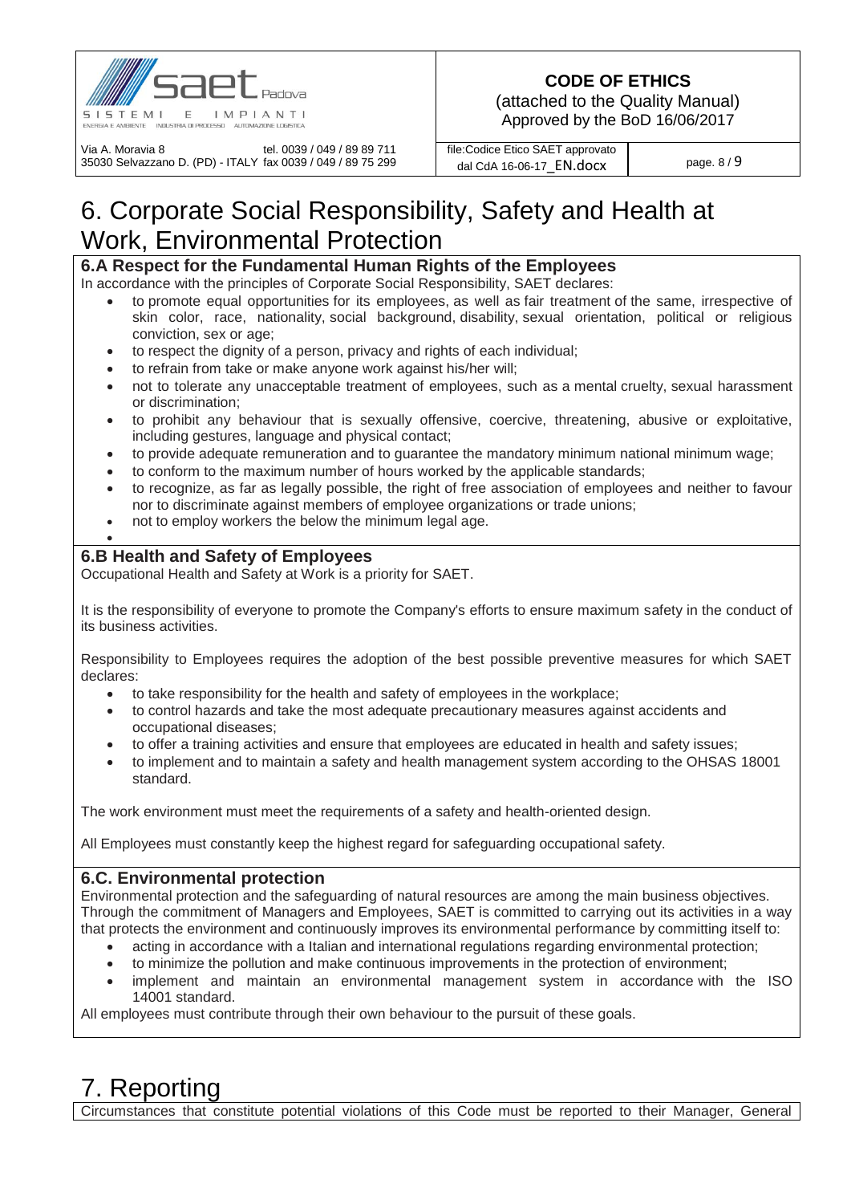// 6. Corporate Social Responsibility, Safety and Health at Work, Environmental Protection

### 6.A Respect for the Fundamental Human Rights of the Employees

In accordance with the principles of Corporate Social Responsibility, SAET declares:

- to promote equal opportunities for its employees, as well as fair treatment of the same, irrespective of skin color, race, nationality, social background, disability, sexual orientation, political or religious conviction, sex or age;
- to respect the dignity of a person, privacy and rights of each individual;
- to refrain from take or make anyone work against his/her will;
- not to tolerate any unacceptable treatment of employees, such as a mental cruelty, sexual harassment or discrimination;
- to prohibit any behaviour that is sexually offensive, coercive, threatening, abusive or exploitative, including gestures, language and physical contact;
- to provide adequate remuneration and to guarantee the mandatory minimum national minimum wage;
- to conform to the maximum number of hours worked by the applicable standards;
- to recognize, as far as legally possible, the right of free association of employees and neither to favour nor to discriminate against members of employee organizations or trade unions;
- not to employ workers the below the minimum legal age.

### 6.B Health and Safety of Employees

Occupational Health and Safety at Work is a priority for SAET.

It is the responsibility of everyone to promote the Company's efforts to ensure maximum safety in the conduct of its business activities.

Responsibility to Employees requires the adoption of the best possible preventive measures for which SAET declares:

- to take responsibility for the health and safety of employees in the workplace;
- to control hazards and take the most adequate precautionary measures against accidents and occupational diseases;
- to offer a training activities and ensure that employees are educated in health and safety issues;
- to implement and to maintain a safety and health management system according to the OHSAS 18001 standard.

The work environment must meet the requirements of a safety and health-oriented design.

All Employees must constantly keep the highest regard for safeguarding occupational safety.

### 6.C. Environmental protection

Environmental protection and the safeguarding of natural resources are among the main business objectives. Through the commitment of Managers and Employees, SAET is committed to carrying out its activities in a way that protects the environment and continuously improves its environmental performance by committing itself to:

- acting in accordance with a Italian and international regulations regarding environmental protection;
- to minimize the pollution and make continuous improvements in the protection of environment;
- implement and maintain an environmental management system in accordance with the ISO 14001 standard.

All employees must contribute through their own behaviour to the pursuit of these goals.

# 7. Reporting

Circumstances that constitute potential violations of this Code must be reported to their Manager, General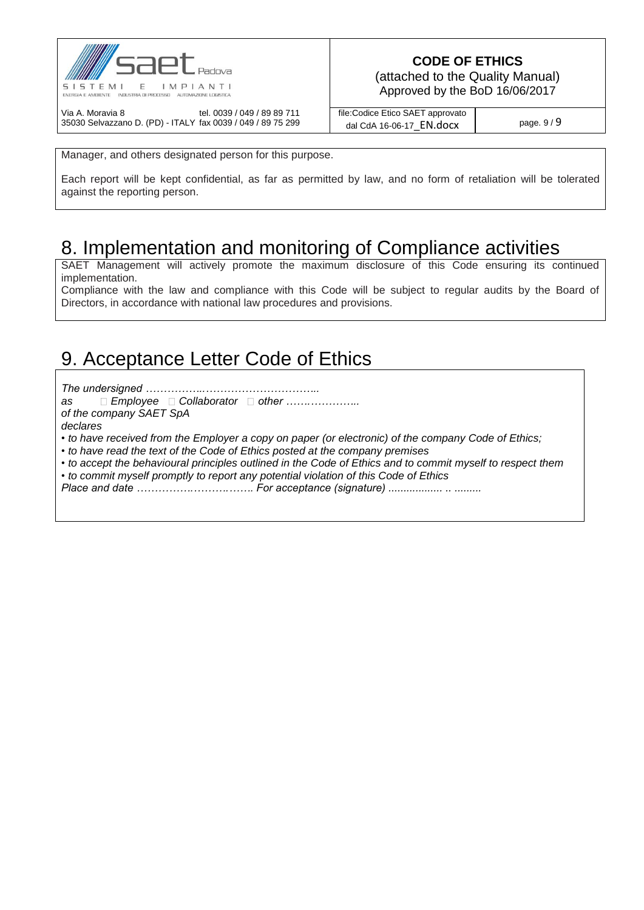Manager, and others designated person for this purpose.

Each report will be kept confidential, as far as permitted by law, and no form of retaliation will be tolerated against the reporting person.

# 8. Implementation and monitoring of Compliance activities

SAET Management will actively promote the maximum disclosure of this Code ensuring its continued implementation.
Compliance with the law and compliance with this Code will be subject to regular audits by the Board of Directors, in accordance with national law procedures and provisions.

# 9. Acceptance Letter Code of Ethics

*The undersigned ……………..……………………………..*
*as* □ *Employee* □ *Collaborator* □ *other …………………..*
*of the company SAET SpA*
*declares*

- *to have received from the Employer a copy on paper (or electronic) of the company Code of Ethics;*
- *to have read the text of the Code of Ethics posted at the company premises*
- *to accept the behavioural principles outlined in the Code of Ethics and to commit myself to respect them*
- *to commit myself promptly to report any potential violation of this Code of Ethics*

*Place and date ……………..………..……. For acceptance (signature) .................. .. .........*